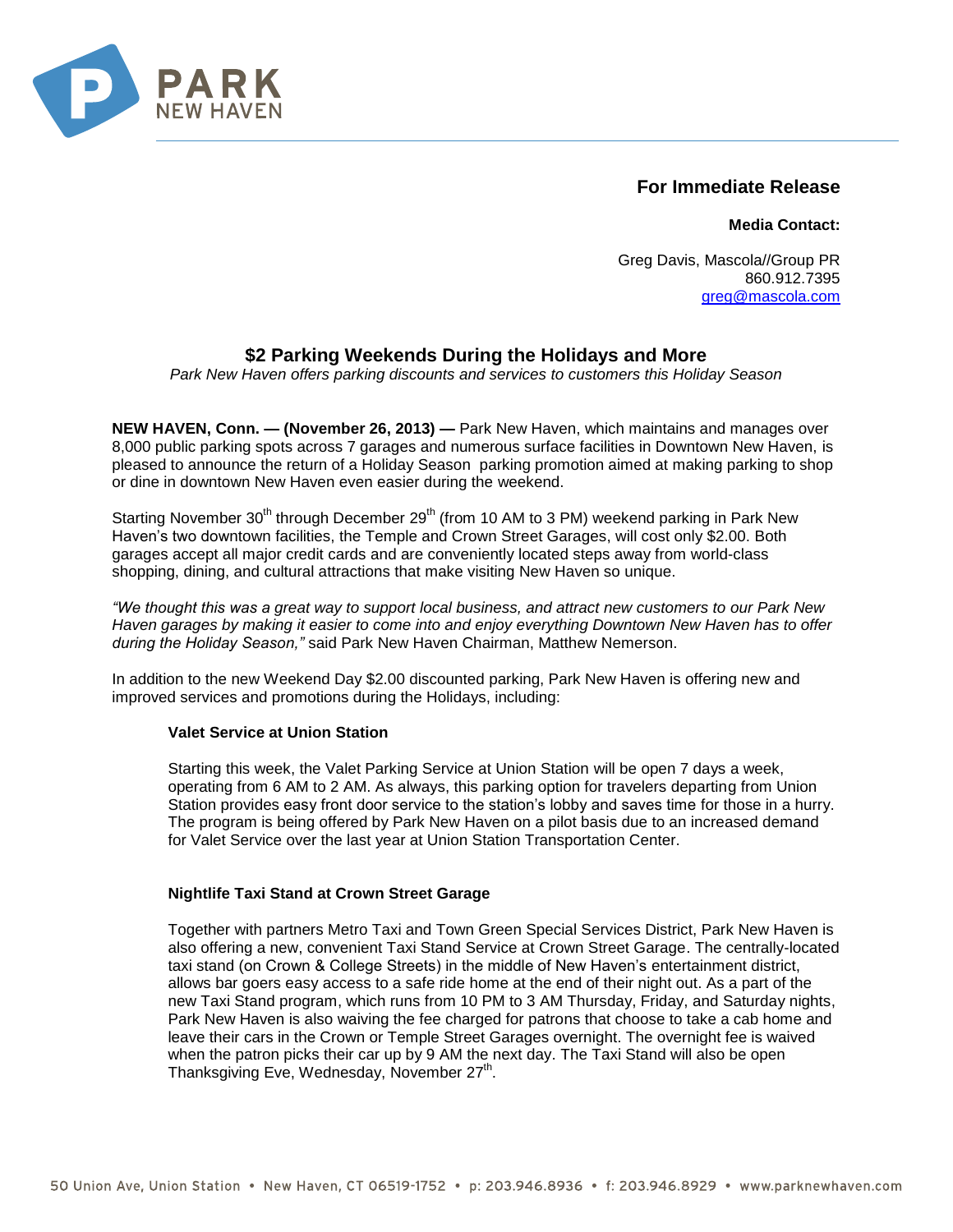PARK NEW HAVEN

**For Immediate Release**

**Media Contact:**

Greg Davis, Mascola//Group PR
860.912.7395
greg@mascola.com

## $2 Parking Weekends During the Holidays and More

*Park New Haven offers parking discounts and services to customers this Holiday Season*

**NEW HAVEN, Conn. — (November 26, 2013) —** Park New Haven, which maintains and manages over 8,000 public parking spots across 7 garages and numerous surface facilities in Downtown New Haven, is pleased to announce the return of a Holiday Season parking promotion aimed at making parking to shop or dine in downtown New Haven even easier during the weekend.

Starting November 30th through December 29th (from 10 AM to 3 PM) weekend parking in Park New Haven's two downtown facilities, the Temple and Crown Street Garages, will cost only $2.00. Both garages accept all major credit cards and are conveniently located steps away from world-class shopping, dining, and cultural attractions that make visiting New Haven so unique.

*"We thought this was a great way to support local business, and attract new customers to our Park New Haven garages by making it easier to come into and enjoy everything Downtown New Haven has to offer during the Holiday Season,"* said Park New Haven Chairman, Matthew Nemerson.

In addition to the new Weekend Day $2.00 discounted parking, Park New Haven is offering new and improved services and promotions during the Holidays, including:

### Valet Service at Union Station

Starting this week, the Valet Parking Service at Union Station will be open 7 days a week, operating from 6 AM to 2 AM. As always, this parking option for travelers departing from Union Station provides easy front door service to the station's lobby and saves time for those in a hurry. The program is being offered by Park New Haven on a pilot basis due to an increased demand for Valet Service over the last year at Union Station Transportation Center.

### Nightlife Taxi Stand at Crown Street Garage

Together with partners Metro Taxi and Town Green Special Services District, Park New Haven is also offering a new, convenient Taxi Stand Service at Crown Street Garage. The centrally-located taxi stand (on Crown & College Streets) in the middle of New Haven's entertainment district, allows bar goers easy access to a safe ride home at the end of their night out. As a part of the new Taxi Stand program, which runs from 10 PM to 3 AM Thursday, Friday, and Saturday nights, Park New Haven is also waiving the fee charged for patrons that choose to take a cab home and leave their cars in the Crown or Temple Street Garages overnight. The overnight fee is waived when the patron picks their car up by 9 AM the next day. The Taxi Stand will also be open Thanksgiving Eve, Wednesday, November 27th.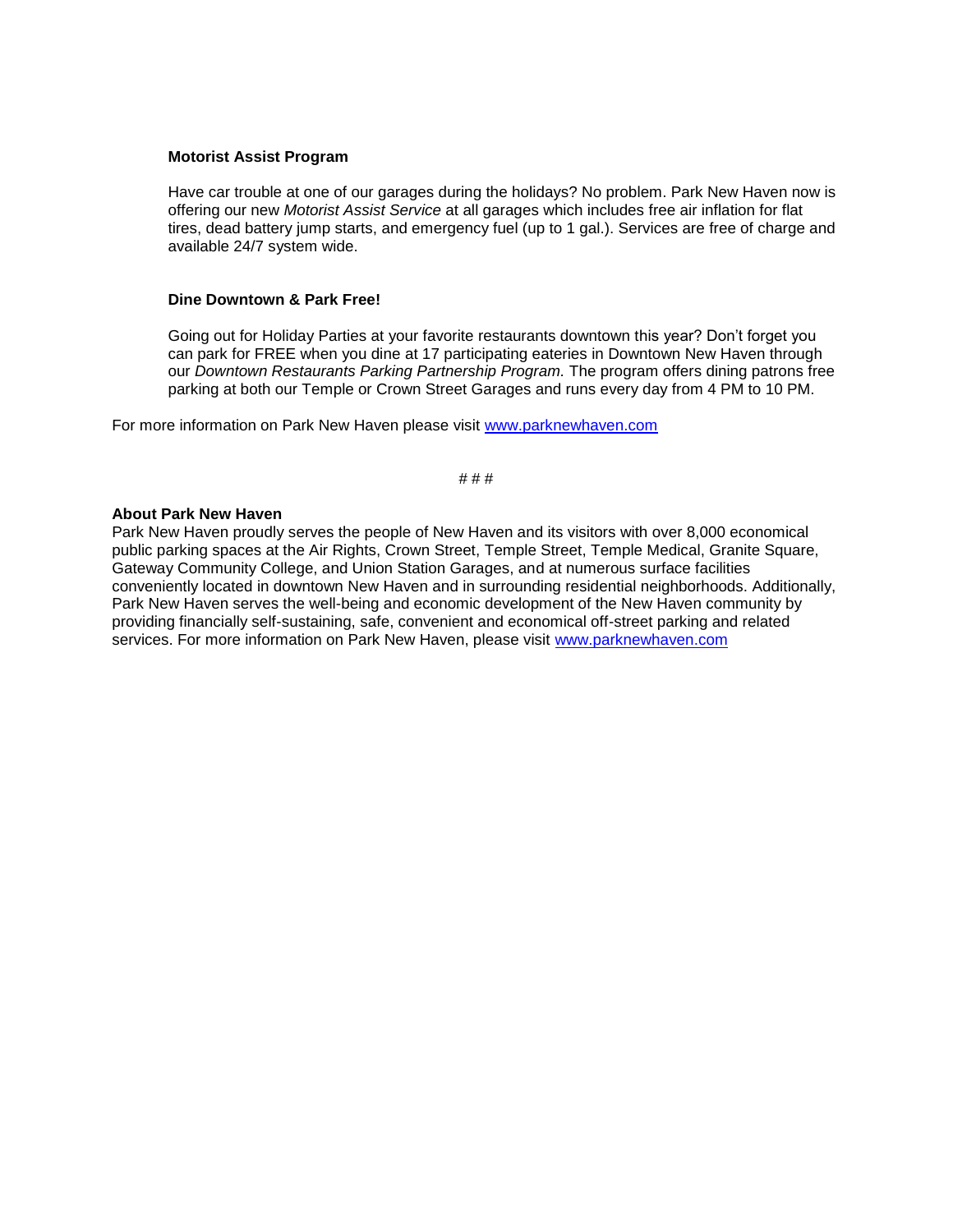**Motorist Assist Program**

Have car trouble at one of our garages during the holidays? No problem. Park New Haven now is offering our new *Motorist Assist Service* at all garages which includes free air inflation for flat tires, dead battery jump starts, and emergency fuel (up to 1 gal.). Services are free of charge and available 24/7 system wide.

**Dine Downtown & Park Free!**

Going out for Holiday Parties at your favorite restaurants downtown this year? Don't forget you can park for FREE when you dine at 17 participating eateries in Downtown New Haven through our *Downtown Restaurants Parking Partnership Program.* The program offers dining patrons free parking at both our Temple or Crown Street Garages and runs every day from 4 PM to 10 PM.

For more information on Park New Haven please visit www.parknewhaven.com

# # #

**About Park New Haven**

Park New Haven proudly serves the people of New Haven and its visitors with over 8,000 economical public parking spaces at the Air Rights, Crown Street, Temple Street, Temple Medical, Granite Square, Gateway Community College, and Union Station Garages, and at numerous surface facilities conveniently located in downtown New Haven and in surrounding residential neighborhoods. Additionally, Park New Haven serves the well-being and economic development of the New Haven community by providing financially self-sustaining, safe, convenient and economical off-street parking and related services. For more information on Park New Haven, please visit www.parknewhaven.com